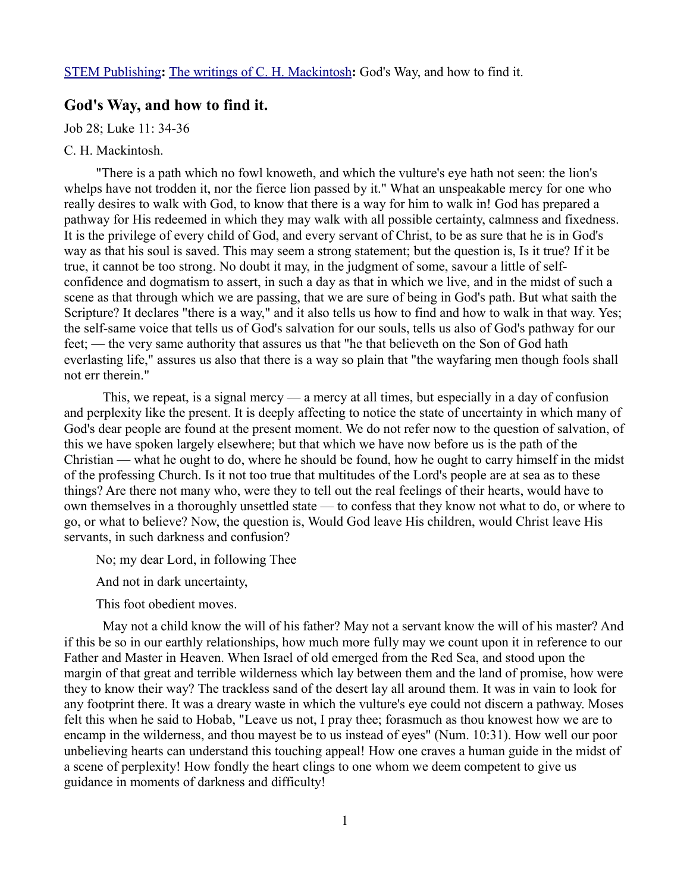STEM Publishing**:** The writings of C. H. Mackintosh**:** God's Way, and how to find it.

## God's Way, and how to find it.

Job 28; Luke 11: 34-36

C. H. Mackintosh.

"There is a path which no fowl knoweth, and which the vulture's eye hath not seen: the lion's whelps have not trodden it, nor the fierce lion passed by it." What an unspeakable mercy for one who really desires to walk with God, to know that there is a way for him to walk in! God has prepared a pathway for His redeemed in which they may walk with all possible certainty, calmness and fixedness. It is the privilege of every child of God, and every servant of Christ, to be as sure that he is in God's way as that his soul is saved. This may seem a strong statement; but the question is, Is it true? If it be true, it cannot be too strong. No doubt it may, in the judgment of some, savour a little of self-confidence and dogmatism to assert, in such a day as that in which we live, and in the midst of such a scene as that through which we are passing, that we are sure of being in God's path. But what saith the Scripture? It declares "there is a way," and it also tells us how to find and how to walk in that way. Yes; the self-same voice that tells us of God's salvation for our souls, tells us also of God's pathway for our feet; — the very same authority that assures us that "he that believeth on the Son of God hath everlasting life," assures us also that there is a way so plain that "the wayfaring men though fools shall not err therein."

This, we repeat, is a signal mercy — a mercy at all times, but especially in a day of confusion and perplexity like the present. It is deeply affecting to notice the state of uncertainty in which many of God's dear people are found at the present moment. We do not refer now to the question of salvation, of this we have spoken largely elsewhere; but that which we have now before us is the path of the Christian — what he ought to do, where he should be found, how he ought to carry himself in the midst of the professing Church. Is it not too true that multitudes of the Lord's people are at sea as to these things? Are there not many who, were they to tell out the real feelings of their hearts, would have to own themselves in a thoroughly unsettled state — to confess that they know not what to do, or where to go, or what to believe? Now, the question is, Would God leave His children, would Christ leave His servants, in such darkness and confusion?

No; my dear Lord, in following Thee

And not in dark uncertainty,

This foot obedient moves.

May not a child know the will of his father? May not a servant know the will of his master? And if this be so in our earthly relationships, how much more fully may we count upon it in reference to our Father and Master in Heaven. When Israel of old emerged from the Red Sea, and stood upon the margin of that great and terrible wilderness which lay between them and the land of promise, how were they to know their way? The trackless sand of the desert lay all around them. It was in vain to look for any footprint there. It was a dreary waste in which the vulture's eye could not discern a pathway. Moses felt this when he said to Hobab, "Leave us not, I pray thee; forasmuch as thou knowest how we are to encamp in the wilderness, and thou mayest be to us instead of eyes" (Num. 10:31). How well our poor unbelieving hearts can understand this touching appeal! How one craves a human guide in the midst of a scene of perplexity! How fondly the heart clings to one whom we deem competent to give us guidance in moments of darkness and difficulty!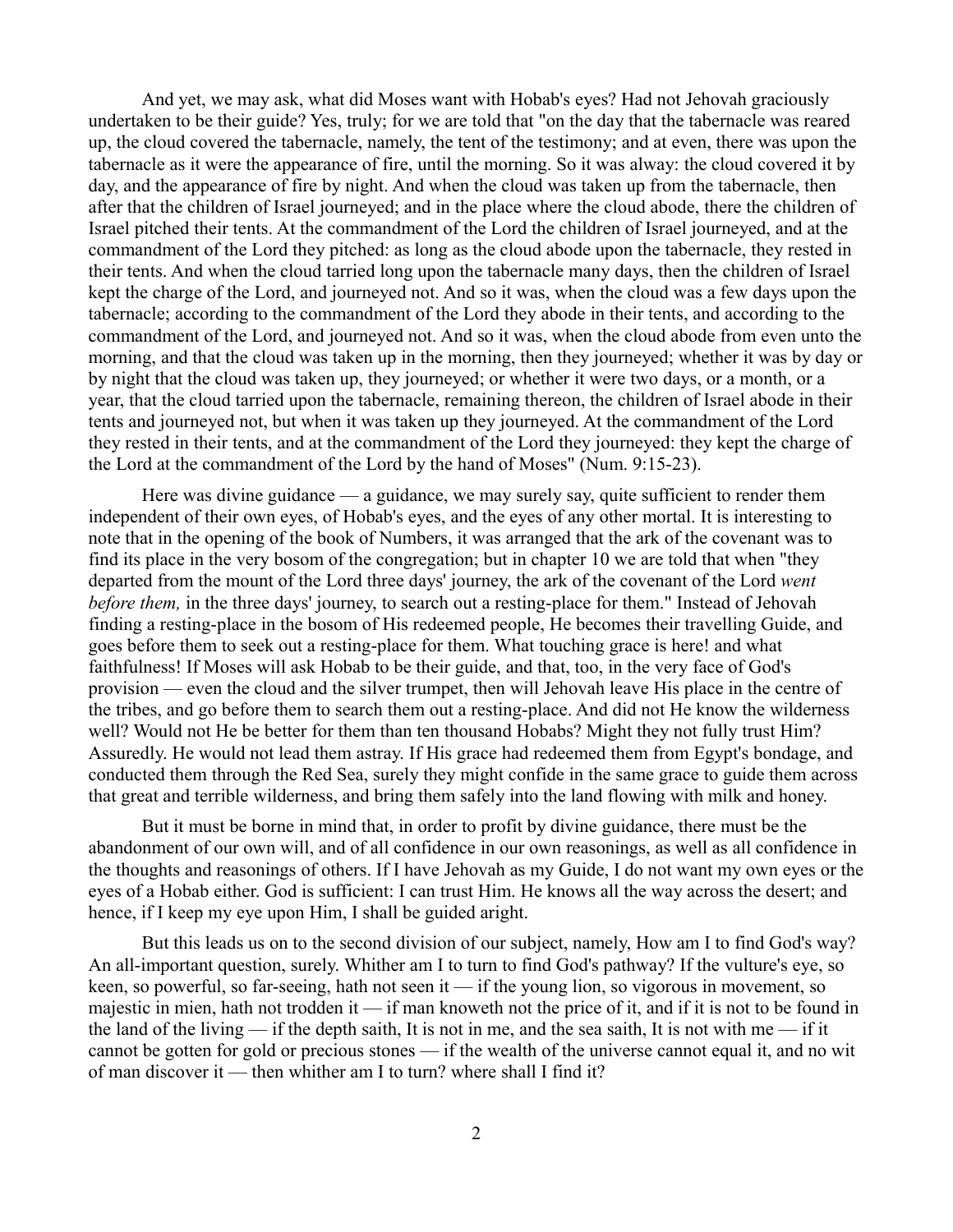And yet, we may ask, what did Moses want with Hobab's eyes? Had not Jehovah graciously undertaken to be their guide? Yes, truly; for we are told that "on the day that the tabernacle was reared up, the cloud covered the tabernacle, namely, the tent of the testimony; and at even, there was upon the tabernacle as it were the appearance of fire, until the morning. So it was alway: the cloud covered it by day, and the appearance of fire by night. And when the cloud was taken up from the tabernacle, then after that the children of Israel journeyed; and in the place where the cloud abode, there the children of Israel pitched their tents. At the commandment of the Lord the children of Israel journeyed, and at the commandment of the Lord they pitched: as long as the cloud abode upon the tabernacle, they rested in their tents. And when the cloud tarried long upon the tabernacle many days, then the children of Israel kept the charge of the Lord, and journeyed not. And so it was, when the cloud was a few days upon the tabernacle; according to the commandment of the Lord they abode in their tents, and according to the commandment of the Lord, and journeyed not. And so it was, when the cloud abode from even unto the morning, and that the cloud was taken up in the morning, then they journeyed; whether it was by day or by night that the cloud was taken up, they journeyed; or whether it were two days, or a month, or a year, that the cloud tarried upon the tabernacle, remaining thereon, the children of Israel abode in their tents and journeyed not, but when it was taken up they journeyed. At the commandment of the Lord they rested in their tents, and at the commandment of the Lord they journeyed: they kept the charge of the Lord at the commandment of the Lord by the hand of Moses" (Num. 9:15-23).

Here was divine guidance — a guidance, we may surely say, quite sufficient to render them independent of their own eyes, of Hobab's eyes, and the eyes of any other mortal. It is interesting to note that in the opening of the book of Numbers, it was arranged that the ark of the covenant was to find its place in the very bosom of the congregation; but in chapter 10 we are told that when "they departed from the mount of the Lord three days' journey, the ark of the covenant of the Lord *went before them,* in the three days' journey, to search out a resting-place for them." Instead of Jehovah finding a resting-place in the bosom of His redeemed people, He becomes their travelling Guide, and goes before them to seek out a resting-place for them. What touching grace is here! and what faithfulness! If Moses will ask Hobab to be their guide, and that, too, in the very face of God's provision — even the cloud and the silver trumpet, then will Jehovah leave His place in the centre of the tribes, and go before them to search them out a resting-place. And did not He know the wilderness well? Would not He be better for them than ten thousand Hobabs? Might they not fully trust Him? Assuredly. He would not lead them astray. If His grace had redeemed them from Egypt's bondage, and conducted them through the Red Sea, surely they might confide in the same grace to guide them across that great and terrible wilderness, and bring them safely into the land flowing with milk and honey.

But it must be borne in mind that, in order to profit by divine guidance, there must be the abandonment of our own will, and of all confidence in our own reasonings, as well as all confidence in the thoughts and reasonings of others. If I have Jehovah as my Guide, I do not want my own eyes or the eyes of a Hobab either. God is sufficient: I can trust Him. He knows all the way across the desert; and hence, if I keep my eye upon Him, I shall be guided aright.

But this leads us on to the second division of our subject, namely, How am I to find God's way? An all-important question, surely. Whither am I to turn to find God's pathway? If the vulture's eye, so keen, so powerful, so far-seeing, hath not seen it — if the young lion, so vigorous in movement, so majestic in mien, hath not trodden it — if man knoweth not the price of it, and if it is not to be found in the land of the living — if the depth saith, It is not in me, and the sea saith, It is not with me — if it cannot be gotten for gold or precious stones — if the wealth of the universe cannot equal it, and no wit of man discover it — then whither am I to turn? where shall I find it?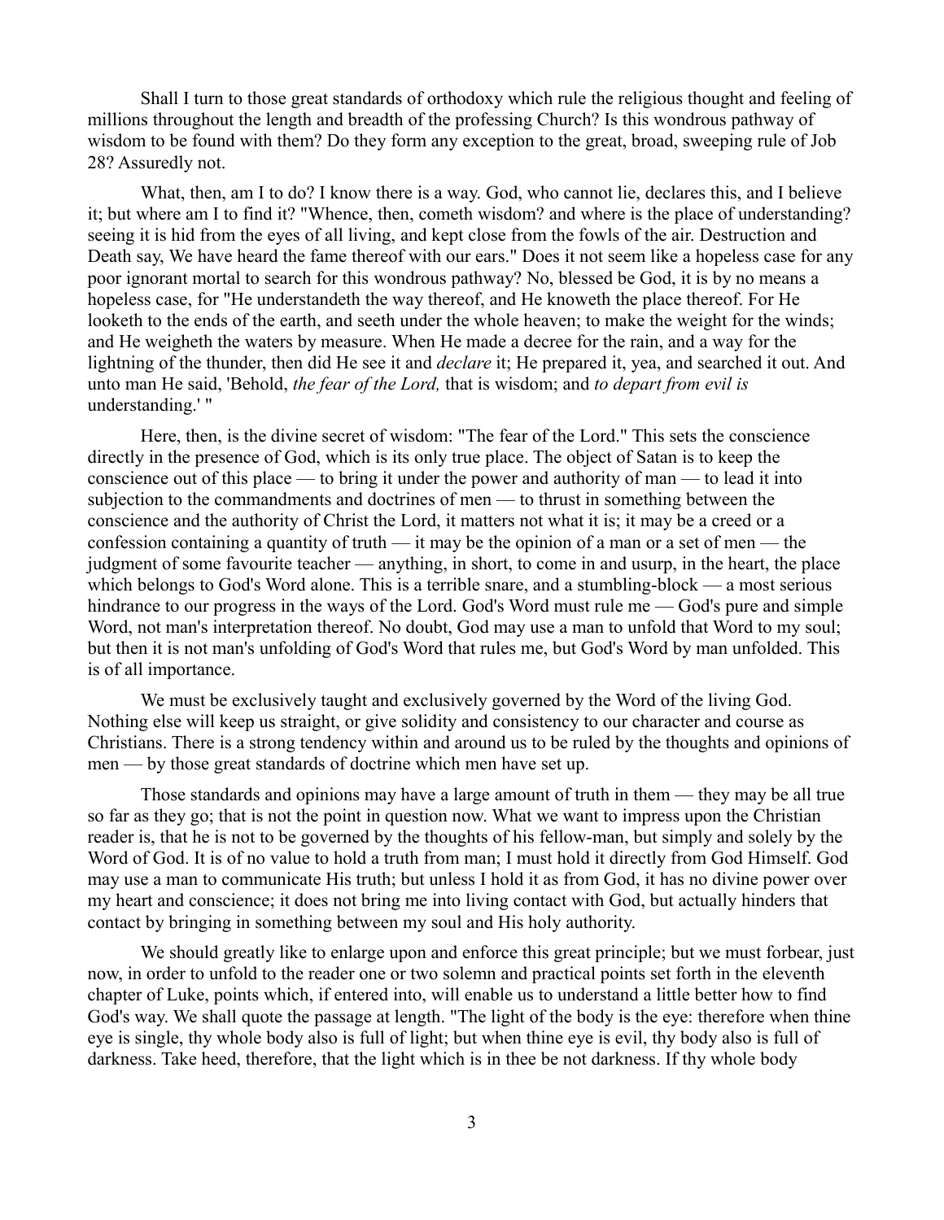Shall I turn to those great standards of orthodoxy which rule the religious thought and feeling of millions throughout the length and breadth of the professing Church? Is this wondrous pathway of wisdom to be found with them? Do they form any exception to the great, broad, sweeping rule of Job 28? Assuredly not.

What, then, am I to do? I know there is a way. God, who cannot lie, declares this, and I believe it; but where am I to find it? "Whence, then, cometh wisdom? and where is the place of understanding? seeing it is hid from the eyes of all living, and kept close from the fowls of the air. Destruction and Death say, We have heard the fame thereof with our ears." Does it not seem like a hopeless case for any poor ignorant mortal to search for this wondrous pathway? No, blessed be God, it is by no means a hopeless case, for "He understandeth the way thereof, and He knoweth the place thereof. For He looketh to the ends of the earth, and seeth under the whole heaven; to make the weight for the winds; and He weigheth the waters by measure. When He made a decree for the rain, and a way for the lightning of the thunder, then did He see it and *declare* it; He prepared it, yea, and searched it out. And unto man He said, 'Behold, *the fear of the Lord,* that is wisdom; and *to depart from evil is* understanding.' "

Here, then, is the divine secret of wisdom: "The fear of the Lord." This sets the conscience directly in the presence of God, which is its only true place. The object of Satan is to keep the conscience out of this place — to bring it under the power and authority of man — to lead it into subjection to the commandments and doctrines of men — to thrust in something between the conscience and the authority of Christ the Lord, it matters not what it is; it may be a creed or a confession containing a quantity of truth — it may be the opinion of a man or a set of men — the judgment of some favourite teacher — anything, in short, to come in and usurp, in the heart, the place which belongs to God's Word alone. This is a terrible snare, and a stumbling-block — a most serious hindrance to our progress in the ways of the Lord. God's Word must rule me — God's pure and simple Word, not man's interpretation thereof. No doubt, God may use a man to unfold that Word to my soul; but then it is not man's unfolding of God's Word that rules me, but God's Word by man unfolded. This is of all importance.

We must be exclusively taught and exclusively governed by the Word of the living God. Nothing else will keep us straight, or give solidity and consistency to our character and course as Christians. There is a strong tendency within and around us to be ruled by the thoughts and opinions of men — by those great standards of doctrine which men have set up.

Those standards and opinions may have a large amount of truth in them — they may be all true so far as they go; that is not the point in question now. What we want to impress upon the Christian reader is, that he is not to be governed by the thoughts of his fellow-man, but simply and solely by the Word of God. It is of no value to hold a truth from man; I must hold it directly from God Himself. God may use a man to communicate His truth; but unless I hold it as from God, it has no divine power over my heart and conscience; it does not bring me into living contact with God, but actually hinders that contact by bringing in something between my soul and His holy authority.

We should greatly like to enlarge upon and enforce this great principle; but we must forbear, just now, in order to unfold to the reader one or two solemn and practical points set forth in the eleventh chapter of Luke, points which, if entered into, will enable us to understand a little better how to find God's way. We shall quote the passage at length. "The light of the body is the eye: therefore when thine eye is single, thy whole body also is full of light; but when thine eye is evil, thy body also is full of darkness. Take heed, therefore, that the light which is in thee be not darkness. If thy whole body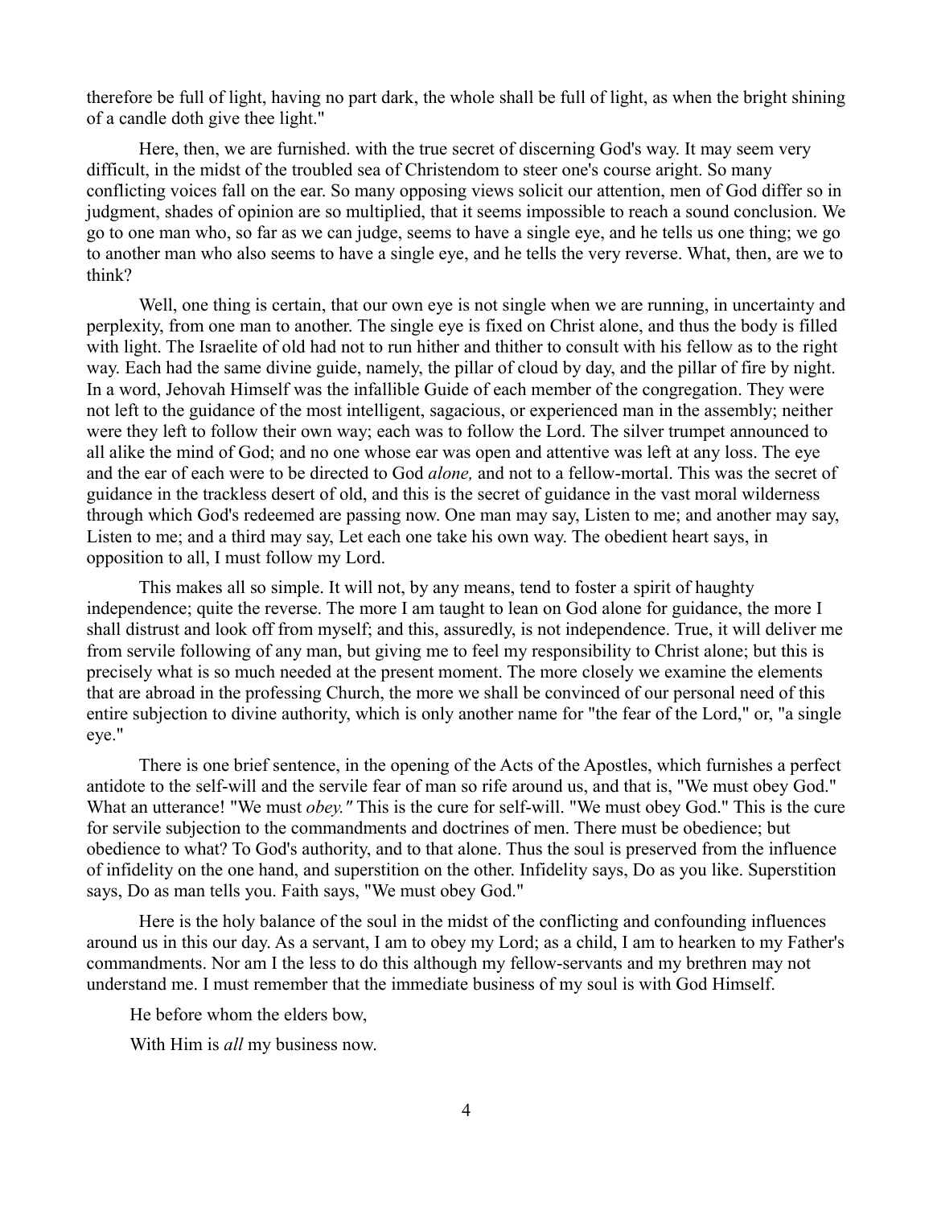therefore be full of light, having no part dark, the whole shall be full of light, as when the bright shining of a candle doth give thee light."

Here, then, we are furnished. with the true secret of discerning God's way. It may seem very difficult, in the midst of the troubled sea of Christendom to steer one's course aright. So many conflicting voices fall on the ear. So many opposing views solicit our attention, men of God differ so in judgment, shades of opinion are so multiplied, that it seems impossible to reach a sound conclusion. We go to one man who, so far as we can judge, seems to have a single eye, and he tells us one thing; we go to another man who also seems to have a single eye, and he tells the very reverse. What, then, are we to think?

Well, one thing is certain, that our own eye is not single when we are running, in uncertainty and perplexity, from one man to another. The single eye is fixed on Christ alone, and thus the body is filled with light. The Israelite of old had not to run hither and thither to consult with his fellow as to the right way. Each had the same divine guide, namely, the pillar of cloud by day, and the pillar of fire by night. In a word, Jehovah Himself was the infallible Guide of each member of the congregation. They were not left to the guidance of the most intelligent, sagacious, or experienced man in the assembly; neither were they left to follow their own way; each was to follow the Lord. The silver trumpet announced to all alike the mind of God; and no one whose ear was open and attentive was left at any loss. The eye and the ear of each were to be directed to God *alone,* and not to a fellow-mortal. This was the secret of guidance in the trackless desert of old, and this is the secret of guidance in the vast moral wilderness through which God's redeemed are passing now. One man may say, Listen to me; and another may say, Listen to me; and a third may say, Let each one take his own way. The obedient heart says, in opposition to all, I must follow my Lord.

This makes all so simple. It will not, by any means, tend to foster a spirit of haughty independence; quite the reverse. The more I am taught to lean on God alone for guidance, the more I shall distrust and look off from myself; and this, assuredly, is not independence. True, it will deliver me from servile following of any man, but giving me to feel my responsibility to Christ alone; but this is precisely what is so much needed at the present moment. The more closely we examine the elements that are abroad in the professing Church, the more we shall be convinced of our personal need of this entire subjection to divine authority, which is only another name for "the fear of the Lord," or, "a single eye."

There is one brief sentence, in the opening of the Acts of the Apostles, which furnishes a perfect antidote to the self-will and the servile fear of man so rife around us, and that is, "We must obey God." What an utterance! "We must *obey."* This is the cure for self-will. "We must obey God." This is the cure for servile subjection to the commandments and doctrines of men. There must be obedience; but obedience to what? To God's authority, and to that alone. Thus the soul is preserved from the influence of infidelity on the one hand, and superstition on the other. Infidelity says, Do as you like. Superstition says, Do as man tells you. Faith says, "We must obey God."

Here is the holy balance of the soul in the midst of the conflicting and confounding influences around us in this our day. As a servant, I am to obey my Lord; as a child, I am to hearken to my Father's commandments. Nor am I the less to do this although my fellow-servants and my brethren may not understand me. I must remember that the immediate business of my soul is with God Himself.

He before whom the elders bow,

With Him is *all* my business now.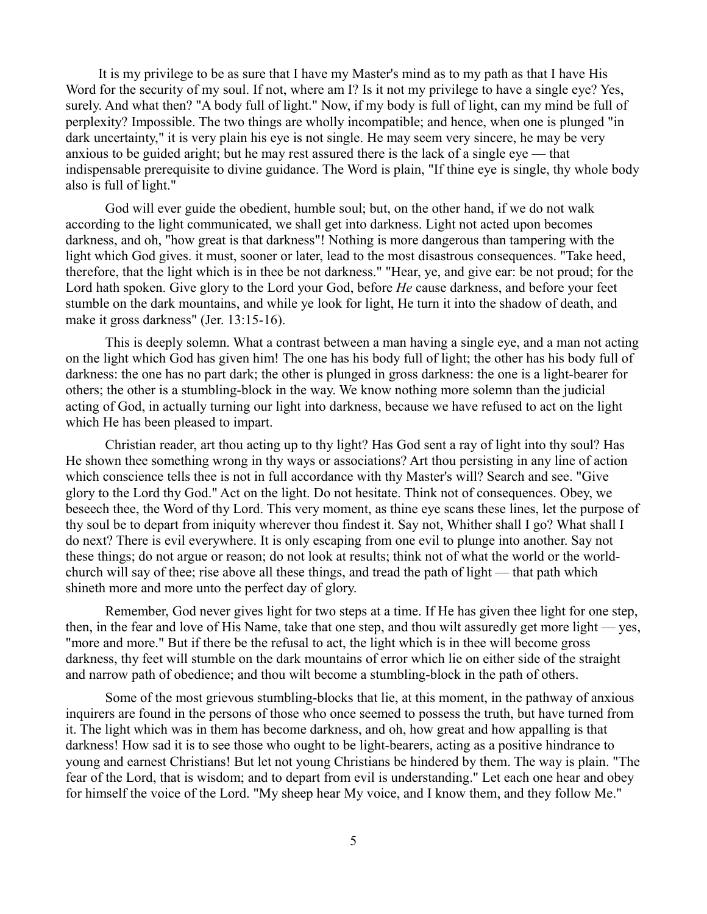It is my privilege to be as sure that I have my Master's mind as to my path as that I have His Word for the security of my soul. If not, where am I? Is it not my privilege to have a single eye? Yes, surely. And what then? "A body full of light." Now, if my body is full of light, can my mind be full of perplexity? Impossible. The two things are wholly incompatible; and hence, when one is plunged "in dark uncertainty," it is very plain his eye is not single. He may seem very sincere, he may be very anxious to be guided aright; but he may rest assured there is the lack of a single eye — that indispensable prerequisite to divine guidance. The Word is plain, "If thine eye is single, thy whole body also is full of light."

God will ever guide the obedient, humble soul; but, on the other hand, if we do not walk according to the light communicated, we shall get into darkness. Light not acted upon becomes darkness, and oh, "how great is that darkness"! Nothing is more dangerous than tampering with the light which God gives. it must, sooner or later, lead to the most disastrous consequences. "Take heed, therefore, that the light which is in thee be not darkness." "Hear, ye, and give ear: be not proud; for the Lord hath spoken. Give glory to the Lord your God, before *He* cause darkness, and before your feet stumble on the dark mountains, and while ye look for light, He turn it into the shadow of death, and make it gross darkness" (Jer. 13:15-16).

This is deeply solemn. What a contrast between a man having a single eye, and a man not acting on the light which God has given him! The one has his body full of light; the other has his body full of darkness: the one has no part dark; the other is plunged in gross darkness: the one is a light-bearer for others; the other is a stumbling-block in the way. We know nothing more solemn than the judicial acting of God, in actually turning our light into darkness, because we have refused to act on the light which He has been pleased to impart.

Christian reader, art thou acting up to thy light? Has God sent a ray of light into thy soul? Has He shown thee something wrong in thy ways or associations? Art thou persisting in any line of action which conscience tells thee is not in full accordance with thy Master's will? Search and see. "Give glory to the Lord thy God." Act on the light. Do not hesitate. Think not of consequences. Obey, we beseech thee, the Word of thy Lord. This very moment, as thine eye scans these lines, let the purpose of thy soul be to depart from iniquity wherever thou findest it. Say not, Whither shall I go? What shall I do next? There is evil everywhere. It is only escaping from one evil to plunge into another. Say not these things; do not argue or reason; do not look at results; think not of what the world or the world-church will say of thee; rise above all these things, and tread the path of light — that path which shineth more and more unto the perfect day of glory.

Remember, God never gives light for two steps at a time. If He has given thee light for one step, then, in the fear and love of His Name, take that one step, and thou wilt assuredly get more light — yes, "more and more." But if there be the refusal to act, the light which is in thee will become gross darkness, thy feet will stumble on the dark mountains of error which lie on either side of the straight and narrow path of obedience; and thou wilt become a stumbling-block in the path of others.

Some of the most grievous stumbling-blocks that lie, at this moment, in the pathway of anxious inquirers are found in the persons of those who once seemed to possess the truth, but have turned from it. The light which was in them has become darkness, and oh, how great and how appalling is that darkness! How sad it is to see those who ought to be light-bearers, acting as a positive hindrance to young and earnest Christians! But let not young Christians be hindered by them. The way is plain. "The fear of the Lord, that is wisdom; and to depart from evil is understanding." Let each one hear and obey for himself the voice of the Lord. "My sheep hear My voice, and I know them, and they follow Me."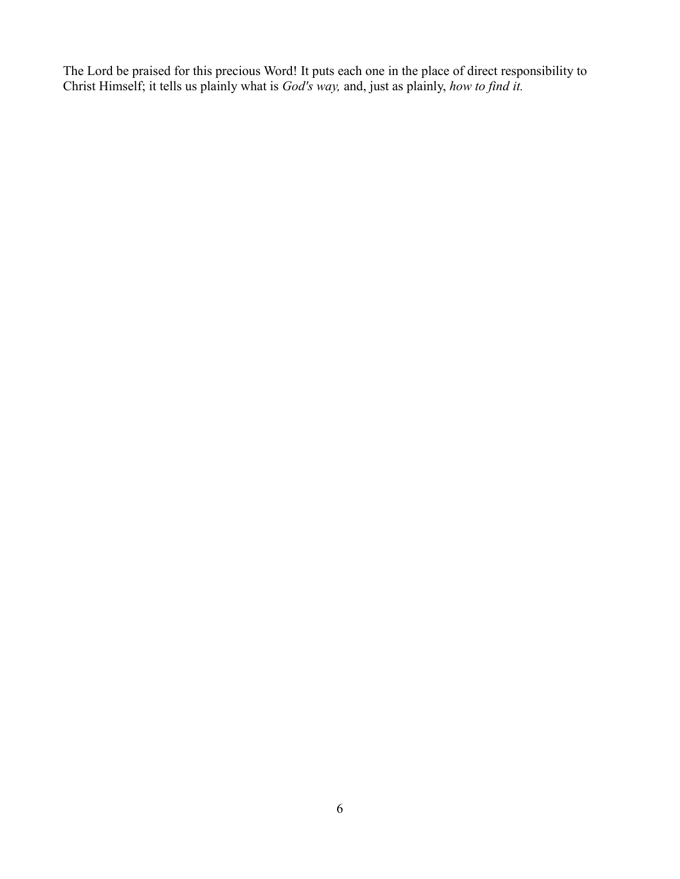The Lord be praised for this precious Word! It puts each one in the place of direct responsibility to Christ Himself; it tells us plainly what is *God's way,* and, just as plainly, *how to find it.*